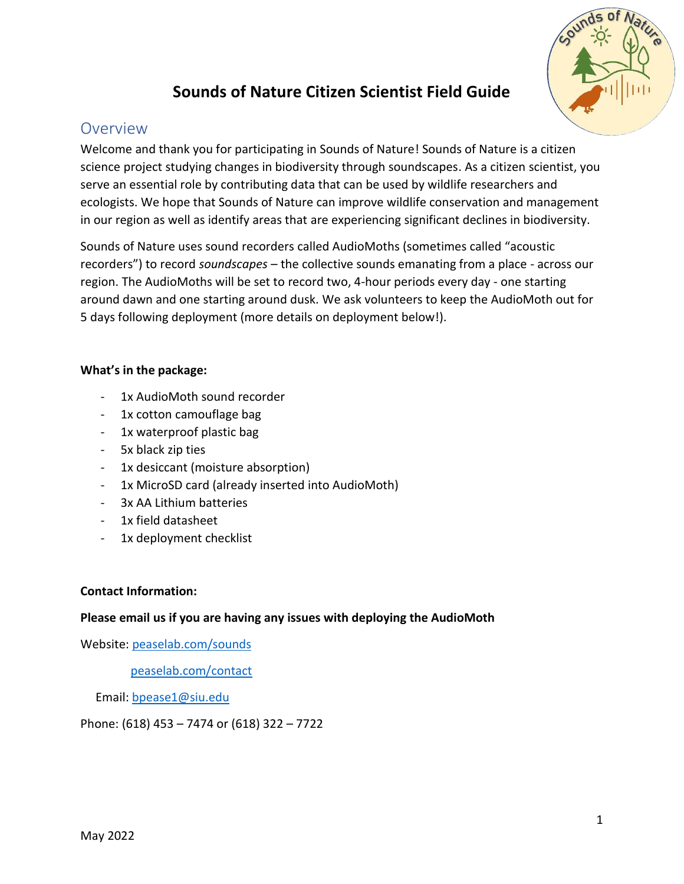# Sounds of Nature Citizen Scientist Field Guide

## Overview

Welcome and thank you for participating in Sounds of Nature! Sounds of Nature is a citizen science project studying changes in biodiversity through soundscapes. As a citizen scientist, you serve an essential role by contributing data that can be used by wildlife researchers and ecologists. We hope that Sounds of Nature can improve wildlife conservation and management in our region as well as identify areas that are experiencing significant declines in biodiversity.

Sounds of Nature uses sound recorders called AudioMoths (sometimes called "acoustic recorders") to record *soundscapes* – the collective sounds emanating from a place - across our region. The AudioMoths will be set to record two, 4-hour periods every day - one starting around dawn and one starting around dusk. We ask volunteers to keep the AudioMoth out for 5 days following deployment (more details on deployment below!).

**What's in the package:**

- 1x AudioMoth sound recorder
- 1x cotton camouflage bag
- 1x waterproof plastic bag
- 5x black zip ties
- 1x desiccant (moisture absorption)
- 1x MicroSD card (already inserted into AudioMoth)
- 3x AA Lithium batteries
- 1x field datasheet
- 1x deployment checklist

**Contact Information:**

**Please email us if you are having any issues with deploying the AudioMoth**

Website: [peaselab.com/sounds](peaselab.com/sounds)

[peaselab.com/contact](peaselab.com/contact)

Email: [bpease1@siu.edu](mailto:bpease1@siu.edu)

Phone: (618) 453 – 7474 or (618) 322 – 7722

May 2022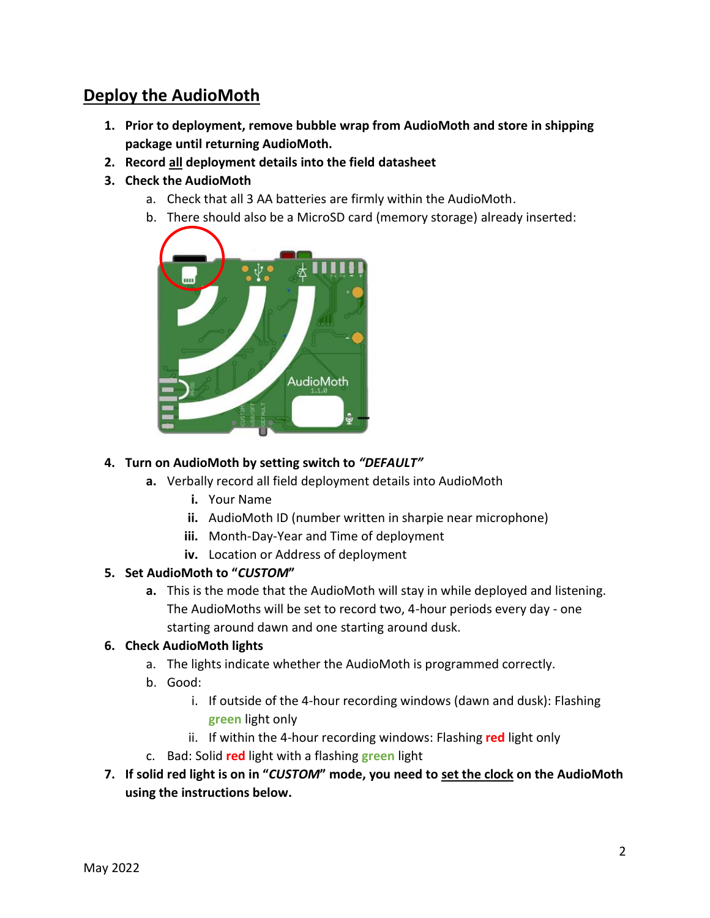## Deploy the AudioMoth

1. **Prior to deployment, remove bubble wrap from AudioMoth and store in shipping package until returning AudioMoth.**
2. **Record all deployment details into the field datasheet**
3. **Check the AudioMoth**
    a. Check that all 3 AA batteries are firmly within the AudioMoth.
    b. There should also be a MicroSD card (memory storage) already inserted:

4. **Turn on AudioMoth by setting switch to *"DEFAULT"***
    **a.** Verbally record all field deployment details into AudioMoth
        **i.** Your Name
        **ii.** AudioMoth ID (number written in sharpie near microphone)
        **iii.** Month-Day-Year and Time of deployment
        **iv.** Location or Address of deployment
5. **Set AudioMoth to "*CUSTOM*"**
    **a.** This is the mode that the AudioMoth will stay in while deployed and listening. The AudioMoths will be set to record two, 4-hour periods every day - one starting around dawn and one starting around dusk.
6. **Check AudioMoth lights**
    a. The lights indicate whether the AudioMoth is programmed correctly.
    b. Good:
        i. If outside of the 4-hour recording windows (dawn and dusk): Flashing **green** light only
        ii. If within the 4-hour recording windows: Flashing **red** light only
    c. Bad: Solid **red** light with a flashing **green** light
7. **If solid red light is on in "*CUSTOM*" mode, you need to set the clock on the AudioMoth using the instructions below.**

May 2022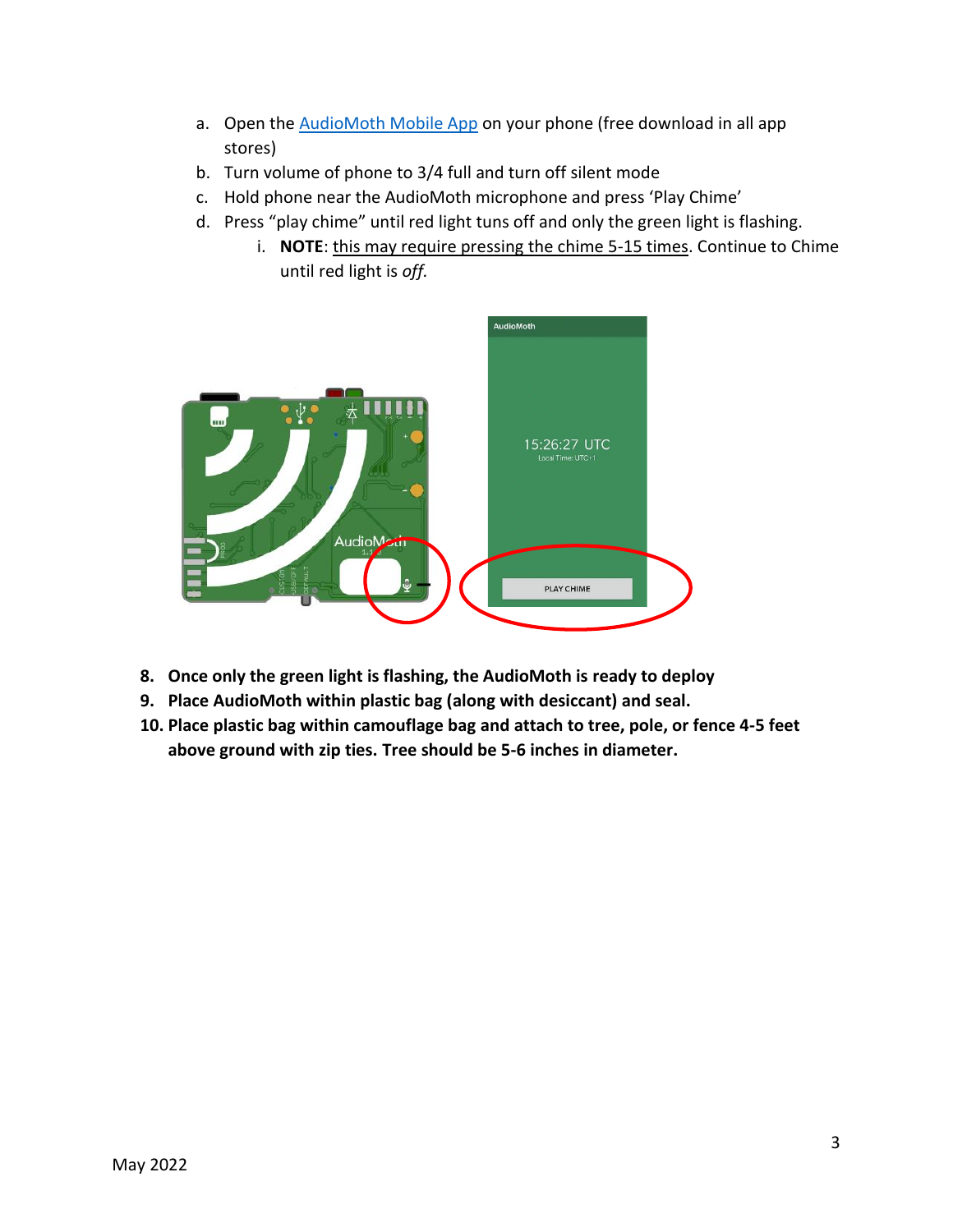a. Open the [AudioMoth Mobile App](AudioMoth Mobile App) on your phone (free download in all app stores)
b. Turn volume of phone to 3/4 full and turn off silent mode
c. Hold phone near the AudioMoth microphone and press 'Play Chime'
d. Press "play chime" until red light tuns off and only the green light is flashing.
    i. **NOTE**: this may require pressing the chime 5-15 times. Continue to Chime until red light is *off.*

8. **Once only the green light is flashing, the AudioMoth is ready to deploy**
9. **Place AudioMoth within plastic bag (along with desiccant) and seal.**
10. **Place plastic bag within camouflage bag and attach to tree, pole, or fence 4-5 feet above ground with zip ties. Tree should be 5-6 inches in diameter.**

May 2022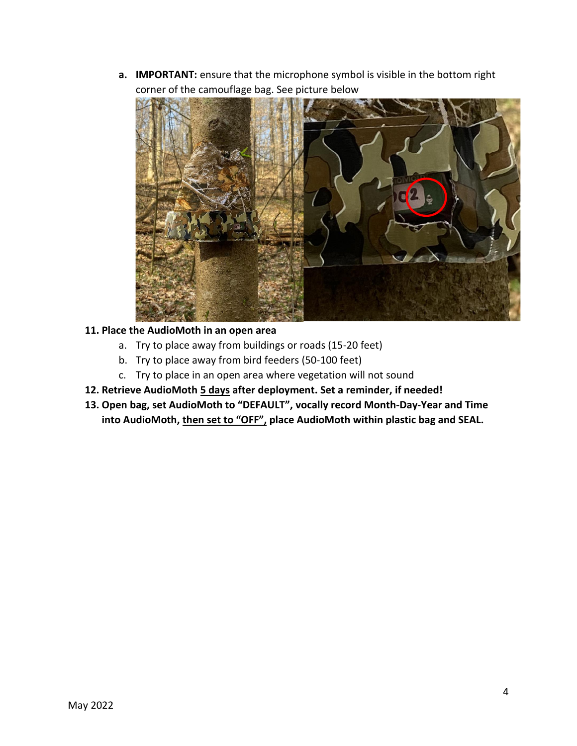a. **IMPORTANT:** ensure that the microphone symbol is visible in the bottom right corner of the camouflage bag. See picture below

**11. Place the AudioMoth in an open area**

a. Try to place away from buildings or roads (15-20 feet)

b. Try to place away from bird feeders (50-100 feet)

c. Try to place in an open area where vegetation will not sound

**12. Retrieve AudioMoth 5 days after deployment. Set a reminder, if needed!**

**13. Open bag, set AudioMoth to "DEFAULT", vocally record Month-Day-Year and Time into AudioMoth, then set to "OFF", place AudioMoth within plastic bag and SEAL.**

May 2022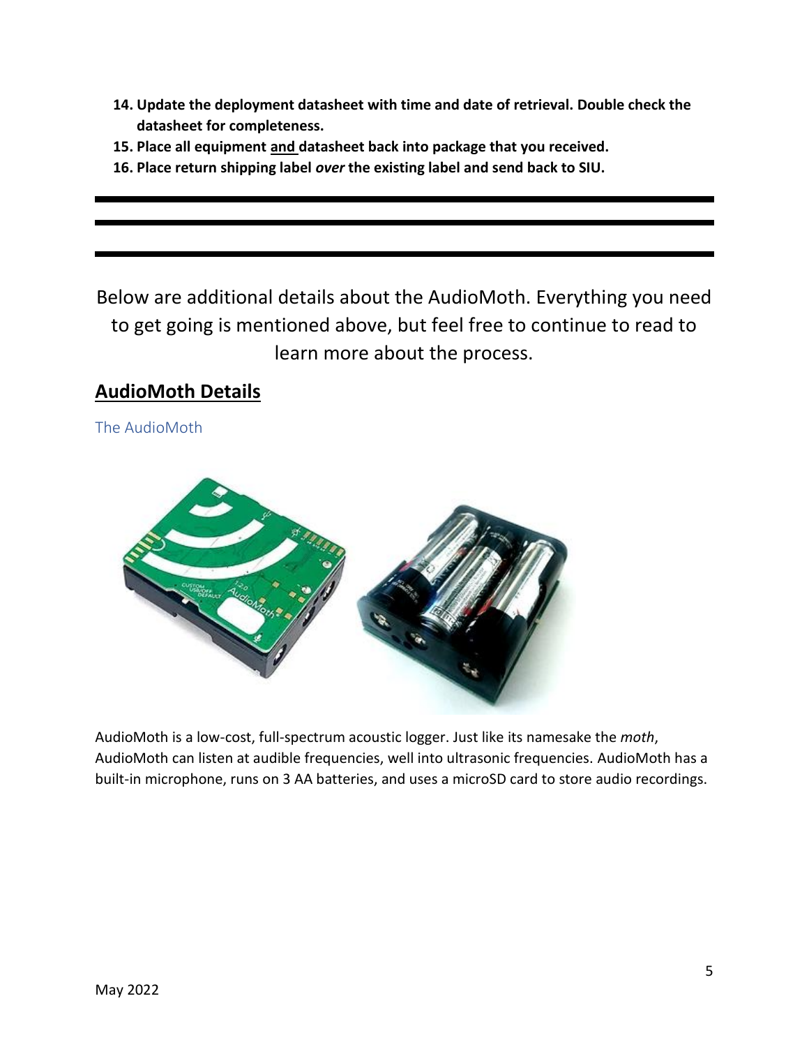14. **Update the deployment datasheet with time and date of retrieval. Double check the datasheet for completeness.**
15. **Place all equipment and datasheet back into package that you received.**
16. **Place return shipping label *over* the existing label and send back to SIU.**

---

Below are additional details about the AudioMoth. Everything you need to get going is mentioned above, but feel free to continue to read to learn more about the process.

## AudioMoth Details

### The AudioMoth

AudioMoth is a low-cost, full-spectrum acoustic logger. Just like its namesake the *moth*, AudioMoth can listen at audible frequencies, well into ultrasonic frequencies. AudioMoth has a built-in microphone, runs on 3 AA batteries, and uses a microSD card to store audio recordings.

May 2022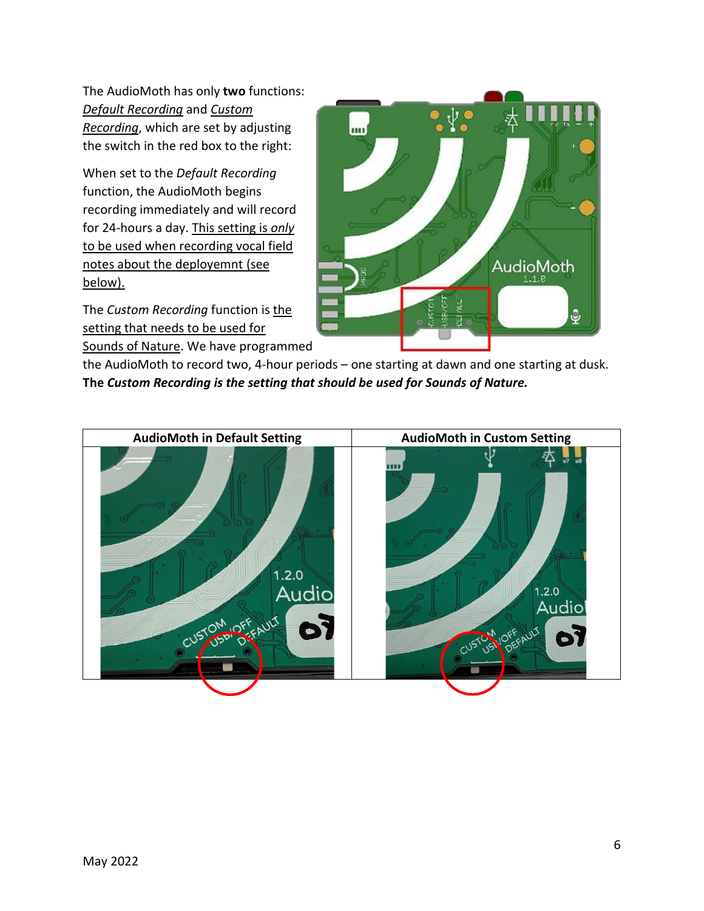The AudioMoth has only **two** functions: *Default Recording* and *Custom Recording*, which are set by adjusting the switch in the red box to the right:

When set to the *Default Recording* function, the AudioMoth begins recording immediately and will record for 24-hours a day. This setting is *only* to be used when recording vocal field notes about the deployemnt (see below).

The *Custom Recording* function is the setting that needs to be used for Sounds of Nature. We have programmed the AudioMoth to record two, 4-hour periods – one starting at dawn and one starting at dusk. **The *Custom Recording is the setting that should be used for Sounds of Nature.***

| AudioMoth in Default Setting | AudioMoth in Custom Setting |
|---|---|
| | |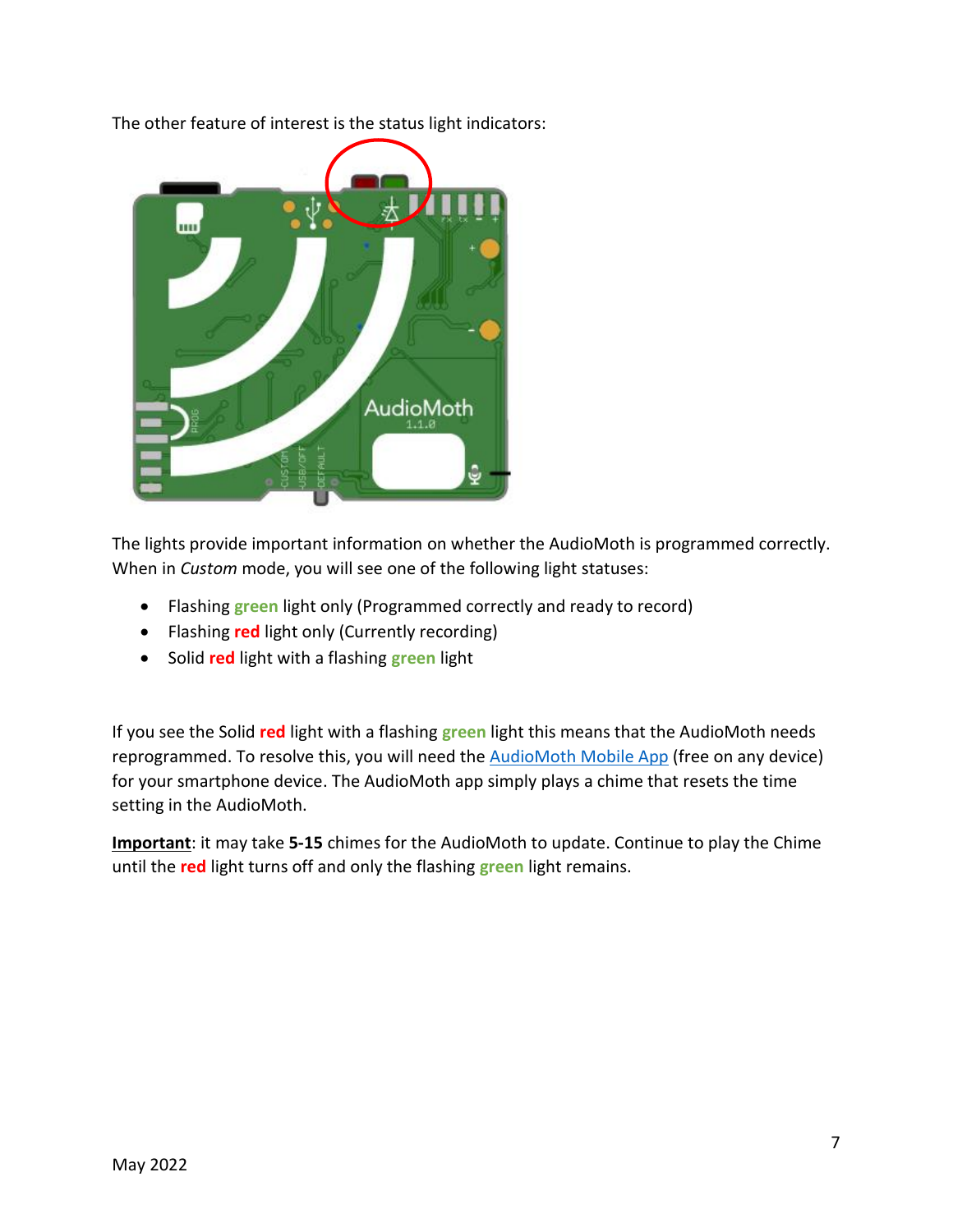The other feature of interest is the status light indicators:

The lights provide important information on whether the AudioMoth is programmed correctly. When in *Custom* mode, you will see one of the following light statuses:

- Flashing **green** light only (Programmed correctly and ready to record)
- Flashing **red** light only (Currently recording)
- Solid **red** light with a flashing **green** light

If you see the Solid **red** light with a flashing **green** light this means that the AudioMoth needs reprogrammed. To resolve this, you will need the AudioMoth Mobile App (free on any device) for your smartphone device. The AudioMoth app simply plays a chime that resets the time setting in the AudioMoth.

**Important**: it may take **5-15** chimes for the AudioMoth to update. Continue to play the Chime until the **red** light turns off and only the flashing **green** light remains.

May 2022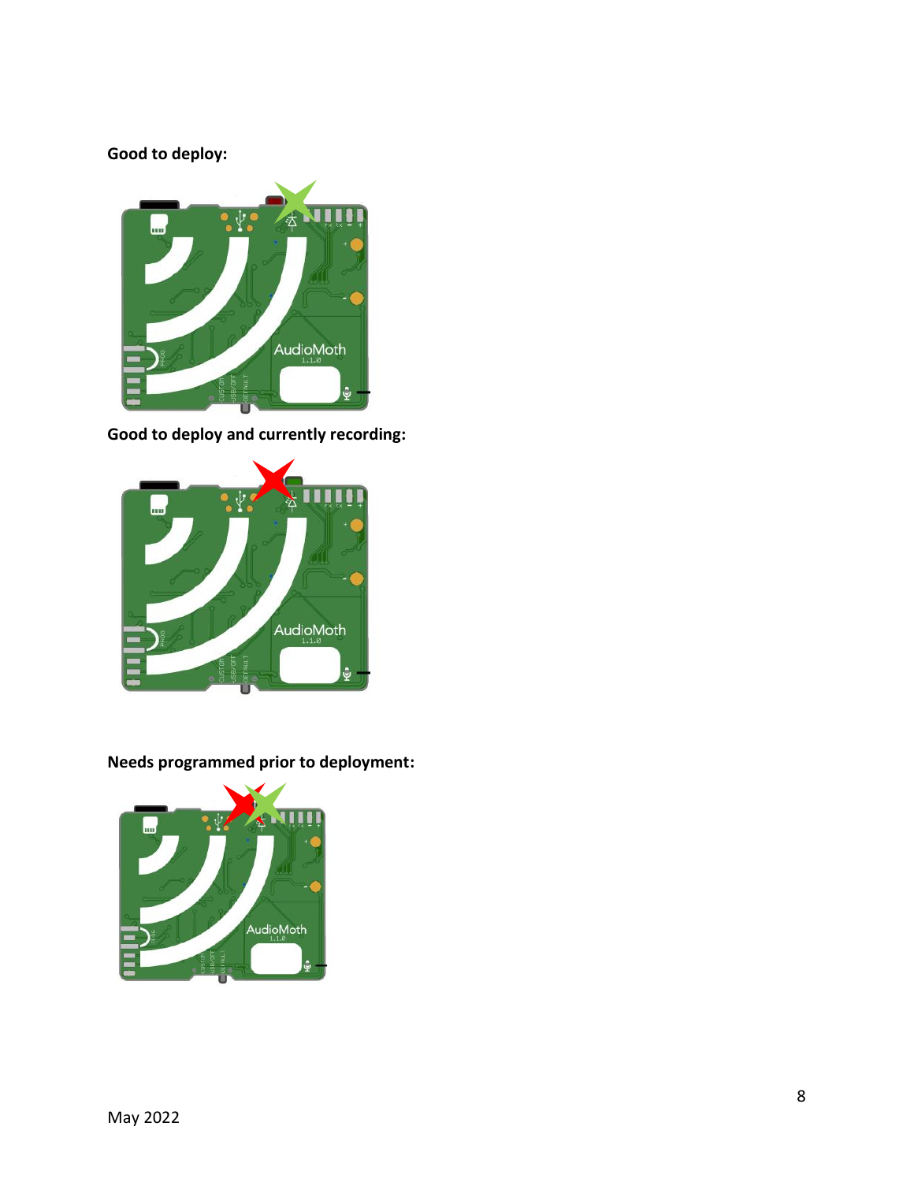**Good to deploy:**

**Good to deploy and currently recording:**

**Needs programmed prior to deployment:**

May 2022